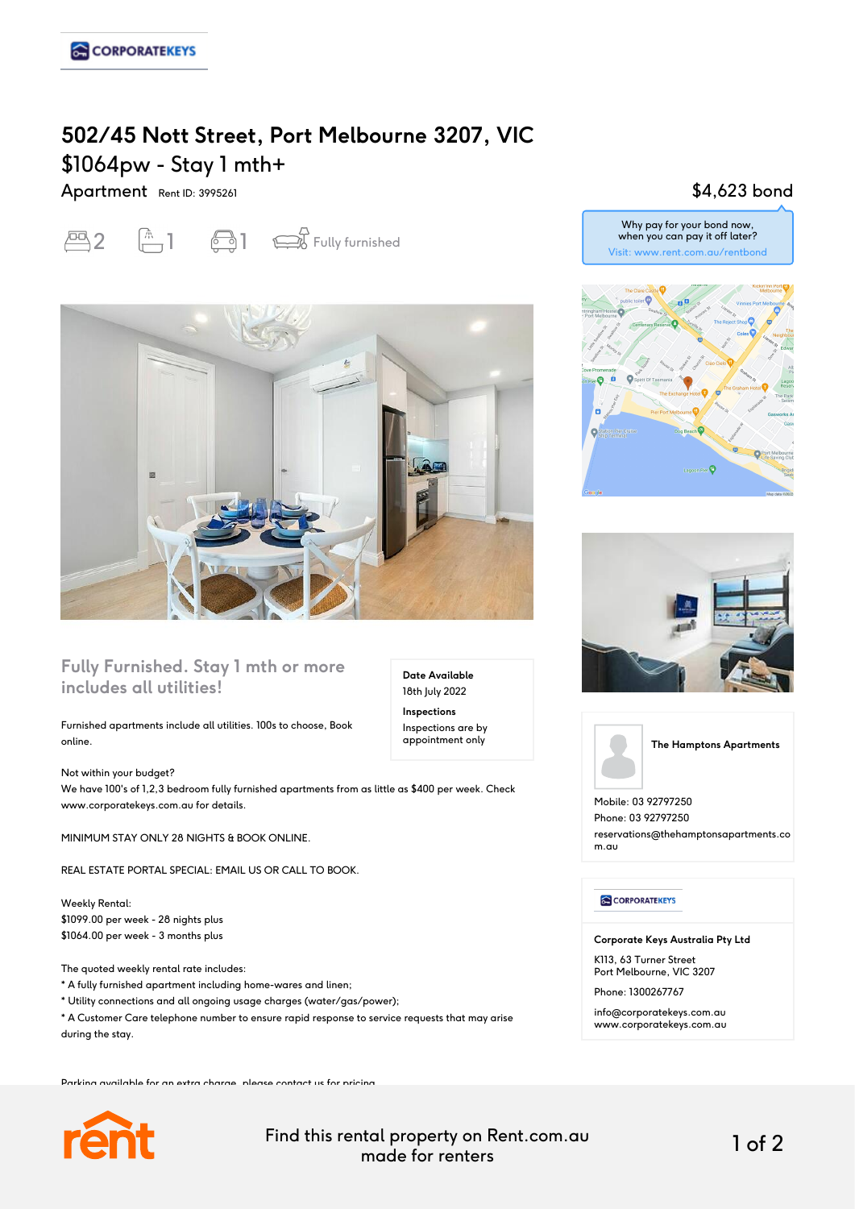# 502/45 Nott Street, Port Melbourne 3207, VIC

## $1064pw - Stay 1 mth+

Apartment Rent ID: 3995261

$4,623 bond

Why pay for your bond now, when you can pay it off later?
Visit: www.rent.com.au/rentbond

2 | 1 | 1 | Fully furnished

### Fully Furnished. Stay 1 mth or more includes all utilities!

**Date Available**
18th July 2022

**Inspections**
Inspections are by appointment only

Furnished apartments include all utilities. 100s to choose, Book online.

Not within your budget?
We have 100's of 1,2,3 bedroom fully furnished apartments from as little as $400 per week. Check www.corporatekeys.com.au for details.

MINIMUM STAY ONLY 28 NIGHTS & BOOK ONLINE.

REAL ESTATE PORTAL SPECIAL: EMAIL US OR CALL TO BOOK.

Weekly Rental:
$1099.00 per week - 28 nights plus
$1064.00 per week - 3 months plus

The quoted weekly rental rate includes:
* A fully furnished apartment including home-wares and linen;
* Utility connections and all ongoing usage charges (water/gas/power);
* A Customer Care telephone number to ensure rapid response to service requests that may arise during the stay.

Parking available for an extra charge, please contact us for pricing

**The Hamptons Apartments**

Mobile: 03 92797250
Phone: 03 92797250
reservations@thehamptonsapartments.com.au

**Corporate Keys Australia Pty Ltd**

K113, 63 Turner Street
Port Melbourne, VIC 3207

Phone: 1300267767

info@corporatekeys.com.au
www.corporatekeys.com.au

Find this rental property on Rent.com.au made for renters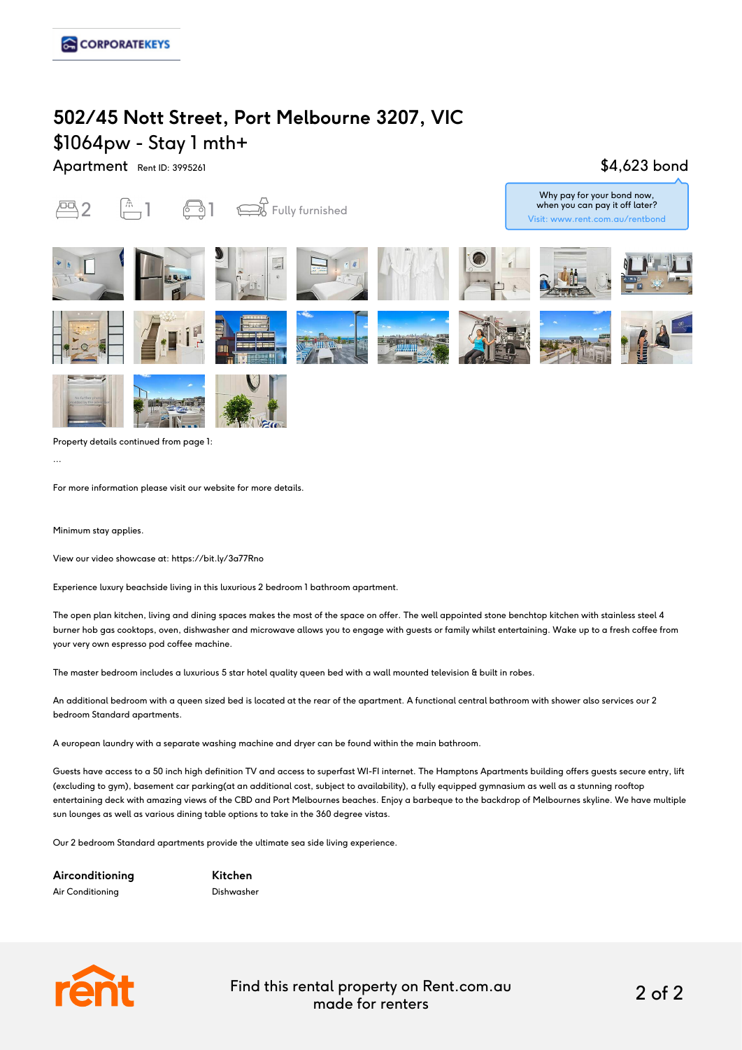# 502/45 Nott Street, Port Melbourne 3207, VIC

## $1064pw - Stay 1 mth+

Apartment Rent ID: 3995261

$4,623 bond

Why pay for your bond now, when you can pay it off later?
Visit: www.rent.com.au/rentbond

2 1 1 Fully furnished

Property details continued from page 1:

...

For more information please visit our website for more details.

Minimum stay applies.

View our video showcase at: https://bit.ly/3a77Rno

Experience luxury beachside living in this luxurious 2 bedroom 1 bathroom apartment.

The open plan kitchen, living and dining spaces makes the most of the space on offer. The well appointed stone benchtop kitchen with stainless steel 4 burner hob gas cooktops, oven, dishwasher and microwave allows you to engage with guests or family whilst entertaining. Wake up to a fresh coffee from your very own espresso pod coffee machine.

The master bedroom includes a luxurious 5 star hotel quality queen bed with a wall mounted television & built in robes.

An additional bedroom with a queen sized bed is located at the rear of the apartment. A functional central bathroom with shower also services our 2 bedroom Standard apartments.

A european laundry with a separate washing machine and dryer can be found within the main bathroom.

Guests have access to a 50 inch high definition TV and access to superfast WI-FI internet. The Hamptons Apartments building offers guests secure entry, lift (excluding to gym), basement car parking(at an additional cost, subject to availability), a fully equipped gymnasium as well as a stunning rooftop entertaining deck with amazing views of the CBD and Port Melbournes beaches. Enjoy a barbeque to the backdrop of Melbournes skyline. We have multiple sun lounges as well as various dining table options to take in the 360 degree vistas.

Our 2 bedroom Standard apartments provide the ultimate sea side living experience.

**Airconditioning**
Air Conditioning

**Kitchen**
Dishwasher

Find this rental property on Rent.com.au made for renters